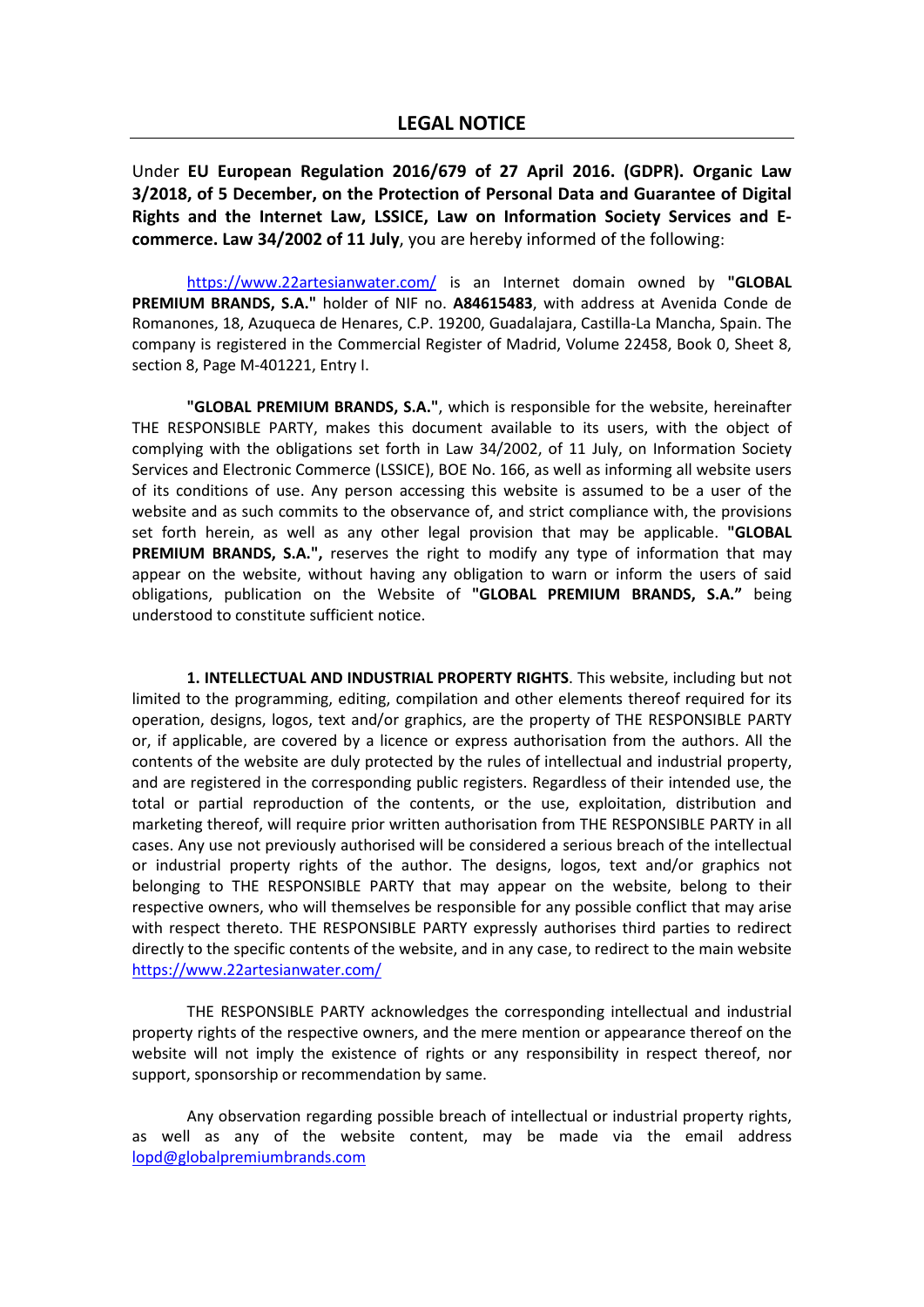# LEGAL NOTICE

Under **EU European Regulation 2016/679 of 27 April 2016. (GDPR). Organic Law 3/2018, of 5 December, on the Protection of Personal Data and Guarantee of Digital Rights and the Internet Law, LSSICE, Law on Information Society Services and E-commerce. Law 34/2002 of 11 July**, you are hereby informed of the following:

https://www.22artesianwater.com/ is an Internet domain owned by **"GLOBAL PREMIUM BRANDS, S.A."** holder of NIF no. **A84615483**, with address at Avenida Conde de Romanones, 18, Azuqueca de Henares, C.P. 19200, Guadalajara, Castilla-La Mancha, Spain. The company is registered in the Commercial Register of Madrid, Volume 22458, Book 0, Sheet 8, section 8, Page M-401221, Entry I.

**"GLOBAL PREMIUM BRANDS, S.A."**, which is responsible for the website, hereinafter THE RESPONSIBLE PARTY, makes this document available to its users, with the object of complying with the obligations set forth in Law 34/2002, of 11 July, on Information Society Services and Electronic Commerce (LSSICE), BOE No. 166, as well as informing all website users of its conditions of use. Any person accessing this website is assumed to be a user of the website and as such commits to the observance of, and strict compliance with, the provisions set forth herein, as well as any other legal provision that may be applicable. **"GLOBAL PREMIUM BRANDS, S.A.",** reserves the right to modify any type of information that may appear on the website, without having any obligation to warn or inform the users of said obligations, publication on the Website of **"GLOBAL PREMIUM BRANDS, S.A."** being understood to constitute sufficient notice.

**1. INTELLECTUAL AND INDUSTRIAL PROPERTY RIGHTS**. This website, including but not limited to the programming, editing, compilation and other elements thereof required for its operation, designs, logos, text and/or graphics, are the property of THE RESPONSIBLE PARTY or, if applicable, are covered by a licence or express authorisation from the authors. All the contents of the website are duly protected by the rules of intellectual and industrial property, and are registered in the corresponding public registers. Regardless of their intended use, the total or partial reproduction of the contents, or the use, exploitation, distribution and marketing thereof, will require prior written authorisation from THE RESPONSIBLE PARTY in all cases. Any use not previously authorised will be considered a serious breach of the intellectual or industrial property rights of the author. The designs, logos, text and/or graphics not belonging to THE RESPONSIBLE PARTY that may appear on the website, belong to their respective owners, who will themselves be responsible for any possible conflict that may arise with respect thereto. THE RESPONSIBLE PARTY expressly authorises third parties to redirect directly to the specific contents of the website, and in any case, to redirect to the main website https://www.22artesianwater.com/

THE RESPONSIBLE PARTY acknowledges the corresponding intellectual and industrial property rights of the respective owners, and the mere mention or appearance thereof on the website will not imply the existence of rights or any responsibility in respect thereof, nor support, sponsorship or recommendation by same.

Any observation regarding possible breach of intellectual or industrial property rights, as well as any of the website content, may be made via the email address lopd@globalpremiumbrands.com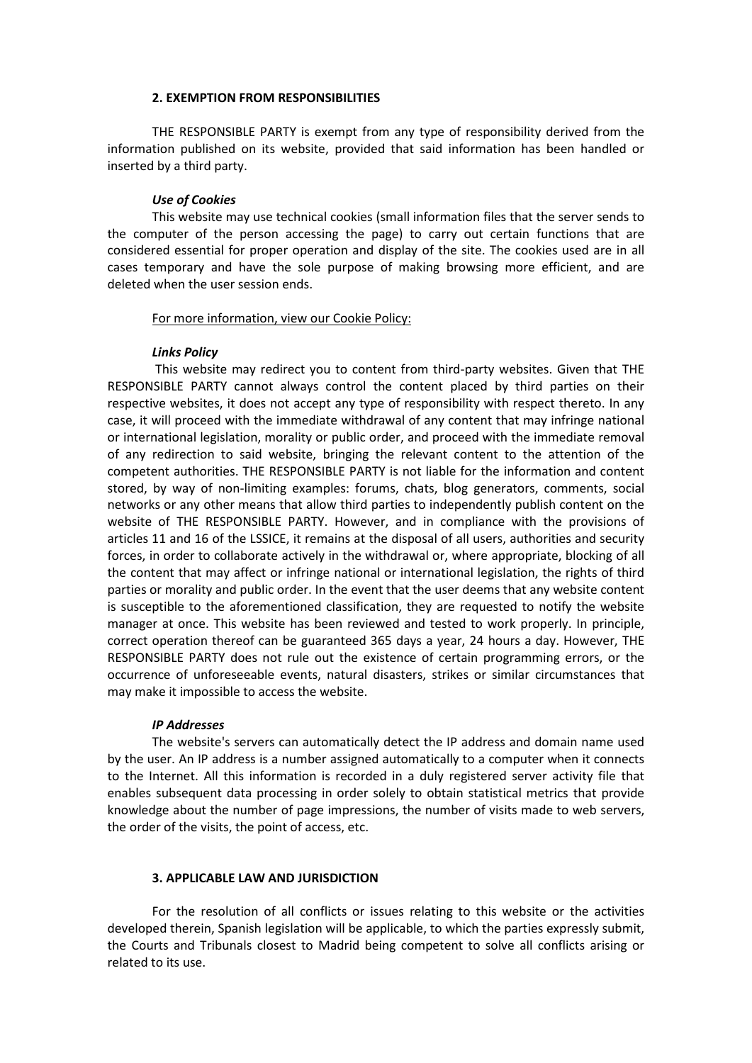## 2. EXEMPTION FROM RESPONSIBILITIES

THE RESPONSIBLE PARTY is exempt from any type of responsibility derived from the information published on its website, provided that said information has been handled or inserted by a third party.

### *Use of Cookies*

This website may use technical cookies (small information files that the server sends to the computer of the person accessing the page) to carry out certain functions that are considered essential for proper operation and display of the site. The cookies used are in all cases temporary and have the sole purpose of making browsing more efficient, and are deleted when the user session ends.

For more information, view our Cookie Policy:

### *Links Policy*

This website may redirect you to content from third-party websites. Given that THE RESPONSIBLE PARTY cannot always control the content placed by third parties on their respective websites, it does not accept any type of responsibility with respect thereto. In any case, it will proceed with the immediate withdrawal of any content that may infringe national or international legislation, morality or public order, and proceed with the immediate removal of any redirection to said website, bringing the relevant content to the attention of the competent authorities. THE RESPONSIBLE PARTY is not liable for the information and content stored, by way of non-limiting examples: forums, chats, blog generators, comments, social networks or any other means that allow third parties to independently publish content on the website of THE RESPONSIBLE PARTY. However, and in compliance with the provisions of articles 11 and 16 of the LSSICE, it remains at the disposal of all users, authorities and security forces, in order to collaborate actively in the withdrawal or, where appropriate, blocking of all the content that may affect or infringe national or international legislation, the rights of third parties or morality and public order. In the event that the user deems that any website content is susceptible to the aforementioned classification, they are requested to notify the website manager at once. This website has been reviewed and tested to work properly. In principle, correct operation thereof can be guaranteed 365 days a year, 24 hours a day. However, THE RESPONSIBLE PARTY does not rule out the existence of certain programming errors, or the occurrence of unforeseeable events, natural disasters, strikes or similar circumstances that may make it impossible to access the website.

### *IP Addresses*

The website's servers can automatically detect the IP address and domain name used by the user. An IP address is a number assigned automatically to a computer when it connects to the Internet. All this information is recorded in a duly registered server activity file that enables subsequent data processing in order solely to obtain statistical metrics that provide knowledge about the number of page impressions, the number of visits made to web servers, the order of the visits, the point of access, etc.

## 3. APPLICABLE LAW AND JURISDICTION

For the resolution of all conflicts or issues relating to this website or the activities developed therein, Spanish legislation will be applicable, to which the parties expressly submit, the Courts and Tribunals closest to Madrid being competent to solve all conflicts arising or related to its use.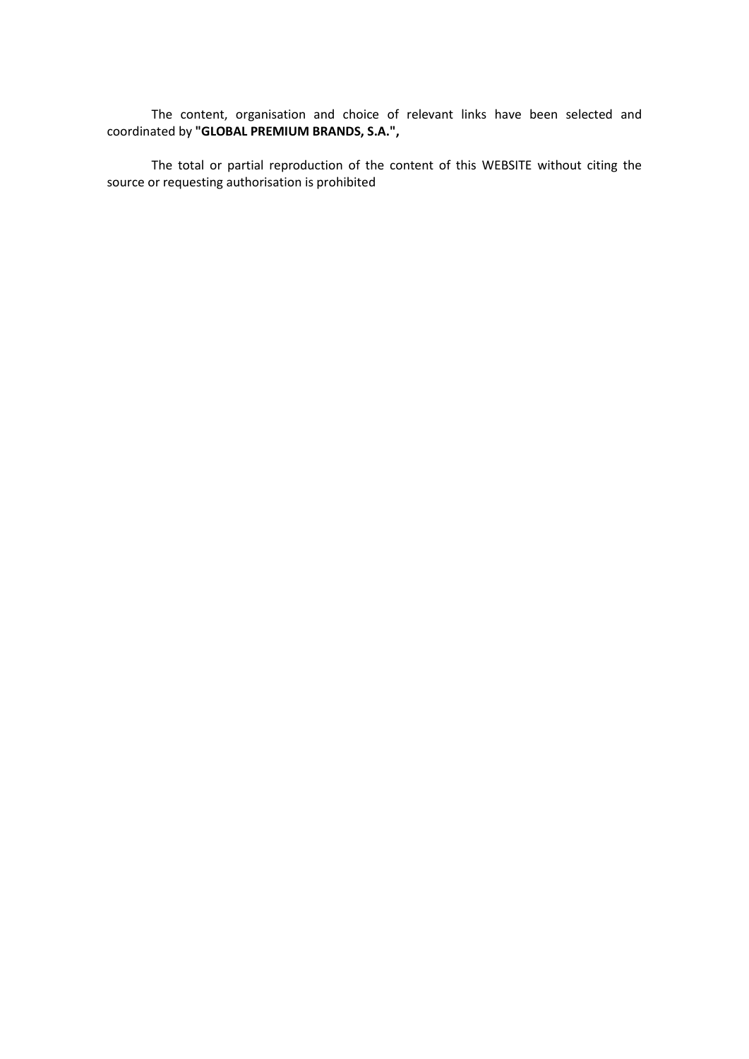The content, organisation and choice of relevant links have been selected and coordinated by **"GLOBAL PREMIUM BRANDS, S.A.",**

The total or partial reproduction of the content of this WEBSITE without citing the source or requesting authorisation is prohibited